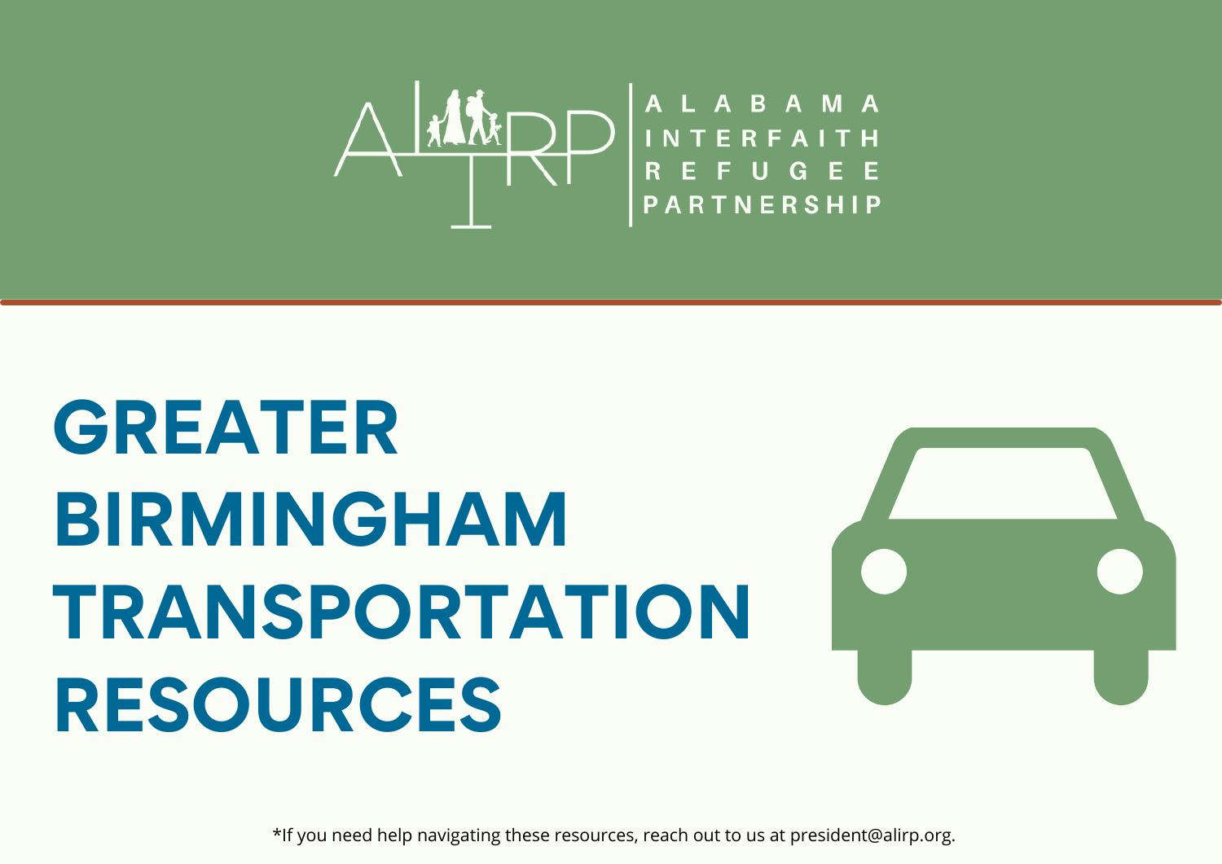ALABAMA INTERFAITH REFUGEE PARTNERSHIP

# GREATER BIRMINGHAM TRANSPORTATION RESOURCES

*If you need help navigating these resources, reach out to us at president@alirp.org.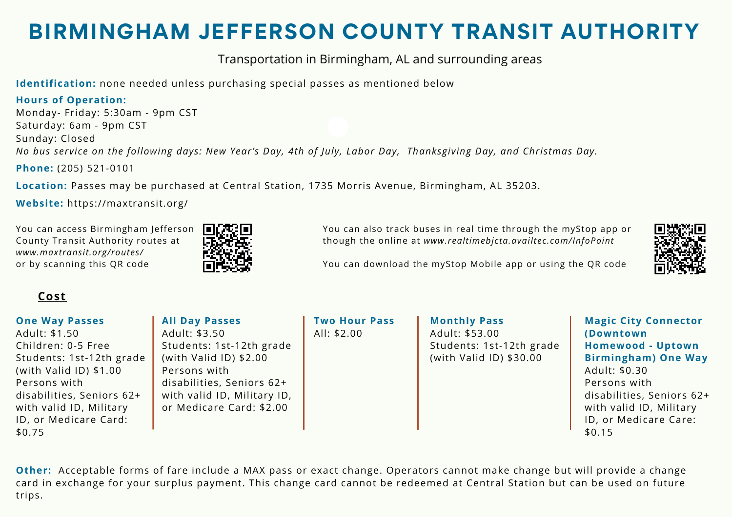# BIRMINGHAM JEFFERSON COUNTY TRANSIT AUTHORITY

Transportation in Birmingham, AL and surrounding areas

**Identification:** none needed unless purchasing special passes as mentioned below

**Hours of Operation:**
Monday- Friday: 5:30am - 9pm CST
Saturday: 6am - 9pm CST
Sunday: Closed
*No bus service on the following days: New Year's Day, 4th of July, Labor Day, Thanksgiving Day, and Christmas Day.*

**Phone:** (205) 521-0101

**Location:** Passes may be purchased at Central Station, 1735 Morris Avenue, Birmingham, AL 35203.

**Website:** https://maxtransit.org/

You can access Birmingham Jefferson County Transit Authority routes at *www.maxtransit.org/routes/* or by scanning this QR code

You can also track buses in real time through the myStop app or though the online at *www.realtimebjcta.availtec.com/InfoPoint*

You can download the myStop Mobile app or using the QR code

## Cost

**One Way Passes**
Adult: $1.50
Children: 0-5 Free
Students: 1st-12th grade (with Valid ID) $1.00
Persons with disabilities, Seniors 62+ with valid ID, Military ID, or Medicare Card: $0.75

**All Day Passes**
Adult: $3.50
Students: 1st-12th grade (with Valid ID) $2.00
Persons with disabilities, Seniors 62+ with valid ID, Military ID, or Medicare Card: $2.00

**Two Hour Pass**
All: $2.00

**Monthly Pass**
Adult: $53.00
Students: 1st-12th grade (with Valid ID) $30.00

**Magic City Connector (Downtown Homewood - Uptown Birmingham) One Way**
Adult: $0.30
Persons with disabilities, Seniors 62+ with valid ID, Military ID, or Medicare Care: $0.15

**Other:** Acceptable forms of fare include a MAX pass or exact change. Operators cannot make change but will provide a change card in exchange for your surplus payment. This change card cannot be redeemed at Central Station but can be used on future trips.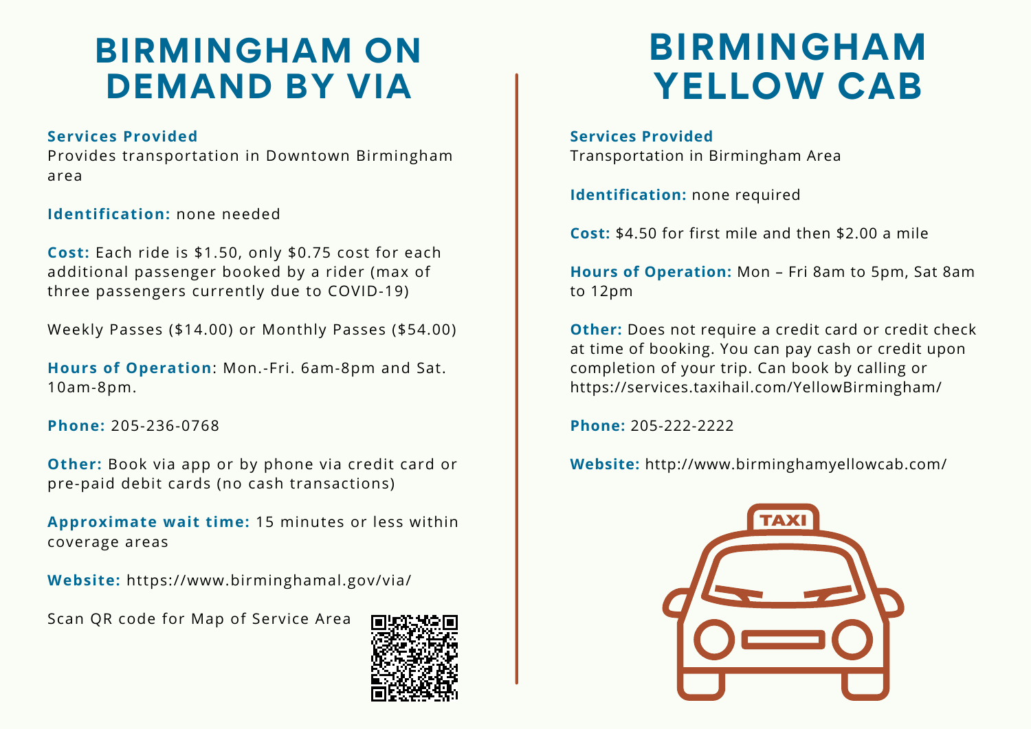# BIRMINGHAM ON DEMAND BY VIA

**Services Provided**
Provides transportation in Downtown Birmingham area

**Identification:** none needed

**Cost:** Each ride is $1.50, only $0.75 cost for each additional passenger booked by a rider (max of three passengers currently due to COVID-19)

Weekly Passes ($14.00) or Monthly Passes ($54.00)

**Hours of Operation**: Mon.-Fri. 6am-8pm and Sat. 10am-8pm.

**Phone:** 205-236-0768

**Other:** Book via app or by phone via credit card or pre-paid debit cards (no cash transactions)

**Approximate wait time:** 15 minutes or less within coverage areas

**Website:** https://www.birminghamal.gov/via/

Scan QR code for Map of Service Area

# BIRMINGHAM YELLOW CAB

**Services Provided**
Transportation in Birmingham Area

**Identification:** none required

**Cost:** $4.50 for first mile and then $2.00 a mile

**Hours of Operation:** Mon – Fri 8am to 5pm, Sat 8am to 12pm

**Other:** Does not require a credit card or credit check at time of booking. You can pay cash or credit upon completion of your trip. Can book by calling or https://services.taxihail.com/YellowBirmingham/

**Phone:** 205-222-2222

**Website:** http://www.birminghamyellowcab.com/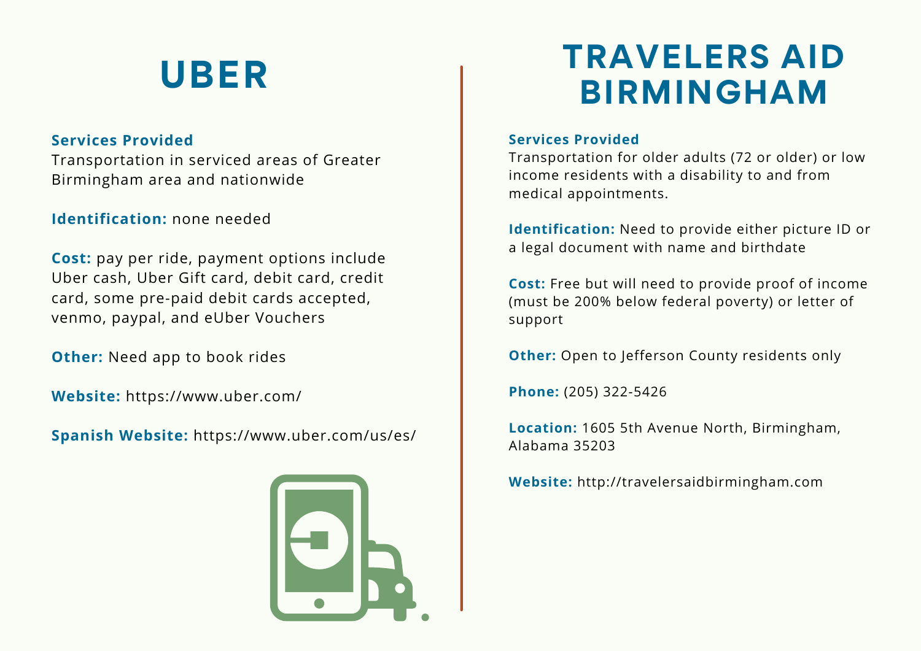# UBER

**Services Provided**
Transportation in serviced areas of Greater Birmingham area and nationwide

**Identification:** none needed

**Cost:** pay per ride, payment options include Uber cash, Uber Gift card, debit card, credit card, some pre-paid debit cards accepted, venmo, paypal, and eUber Vouchers

**Other:** Need app to book rides

**Website:** https://www.uber.com/

**Spanish Website:** https://www.uber.com/us/es/

# TRAVELERS AID BIRMINGHAM

**Services Provided**
Transportation for older adults (72 or older) or low income residents with a disability to and from medical appointments.

**Identification:** Need to provide either picture ID or a legal document with name and birthdate

**Cost:** Free but will need to provide proof of income (must be 200% below federal poverty) or letter of support

**Other:** Open to Jefferson County residents only

**Phone:** (205) 322-5426

**Location:** 1605 5th Avenue North, Birmingham, Alabama 35203

**Website:** http://travelersaidbirmingham.com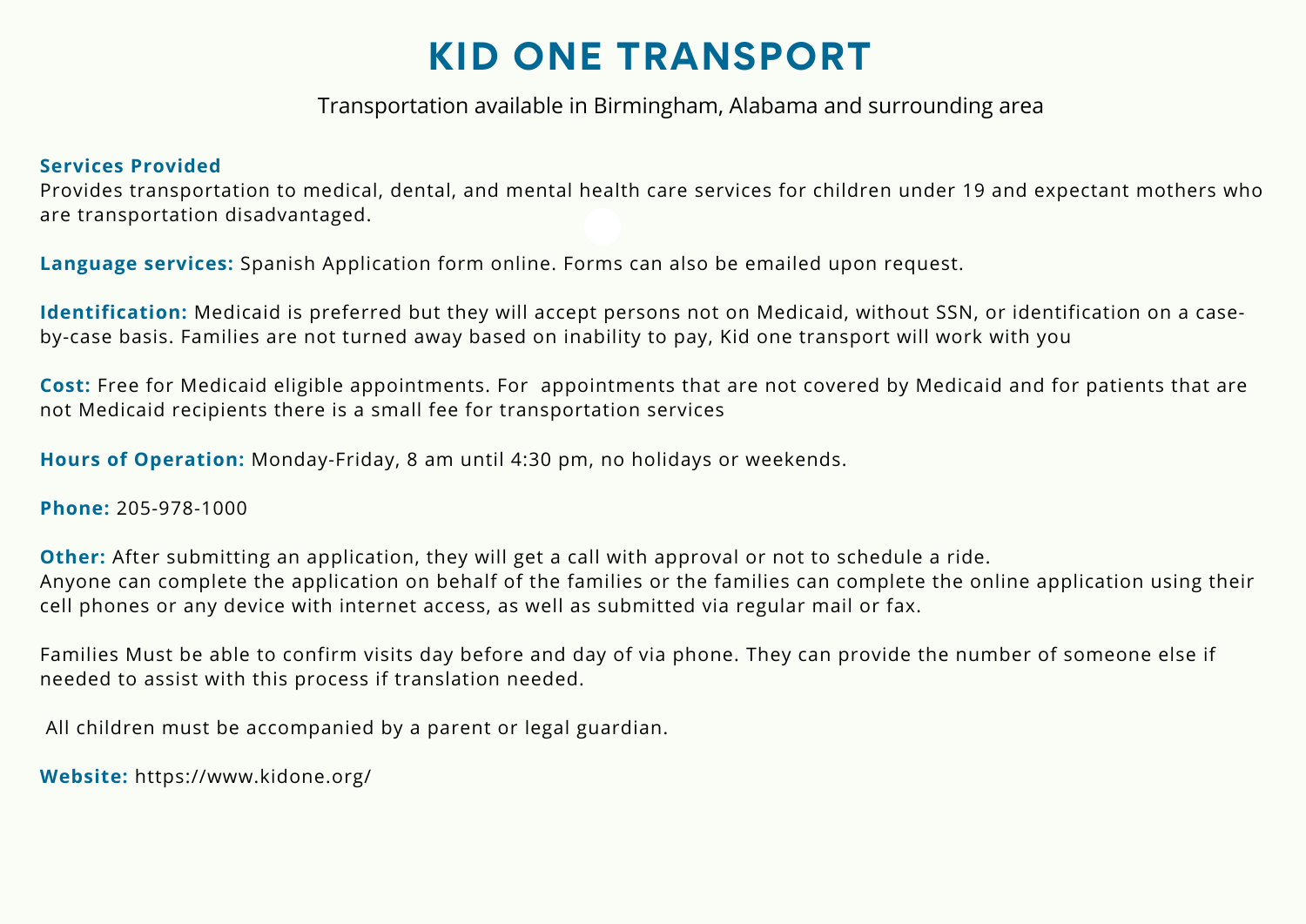# KID ONE TRANSPORT

Transportation available in Birmingham, Alabama and surrounding area

**Services Provided**
Provides transportation to medical, dental, and mental health care services for children under 19 and expectant mothers who are transportation disadvantaged.

**Language services:** Spanish Application form online. Forms can also be emailed upon request.

**Identification:** Medicaid is preferred but they will accept persons not on Medicaid, without SSN, or identification on a case-by-case basis. Families are not turned away based on inability to pay, Kid one transport will work with you

**Cost:** Free for Medicaid eligible appointments. For appointments that are not covered by Medicaid and for patients that are not Medicaid recipients there is a small fee for transportation services

**Hours of Operation:** Monday-Friday, 8 am until 4:30 pm, no holidays or weekends.

**Phone:** 205-978-1000

**Other:** After submitting an application, they will get a call with approval or not to schedule a ride.
Anyone can complete the application on behalf of the families or the families can complete the online application using their cell phones or any device with internet access, as well as submitted via regular mail or fax.

Families Must be able to confirm visits day before and day of via phone. They can provide the number of someone else if needed to assist with this process if translation needed.

All children must be accompanied by a parent or legal guardian.

**Website:** https://www.kidone.org/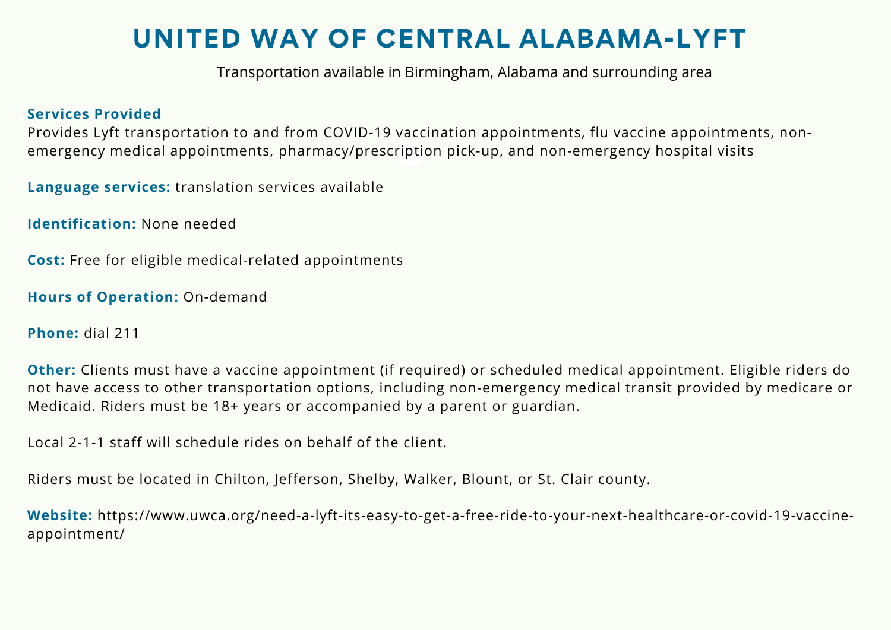# UNITED WAY OF CENTRAL ALABAMA-LYFT

Transportation available in Birmingham, Alabama and surrounding area

**Services Provided**
Provides Lyft transportation to and from COVID-19 vaccination appointments, flu vaccine appointments, non-emergency medical appointments, pharmacy/prescription pick-up, and non-emergency hospital visits

**Language services:** translation services available

**Identification:** None needed

**Cost:** Free for eligible medical-related appointments

**Hours of Operation:** On-demand

**Phone:** dial 211

**Other:** Clients must have a vaccine appointment (if required) or scheduled medical appointment. Eligible riders do not have access to other transportation options, including non-emergency medical transit provided by medicare or Medicaid. Riders must be 18+ years or accompanied by a parent or guardian.

Local 2-1-1 staff will schedule rides on behalf of the client.

Riders must be located in Chilton, Jefferson, Shelby, Walker, Blount, or St. Clair county.

**Website:** https://www.uwca.org/need-a-lyft-its-easy-to-get-a-free-ride-to-your-next-healthcare-or-covid-19-vaccine-appointment/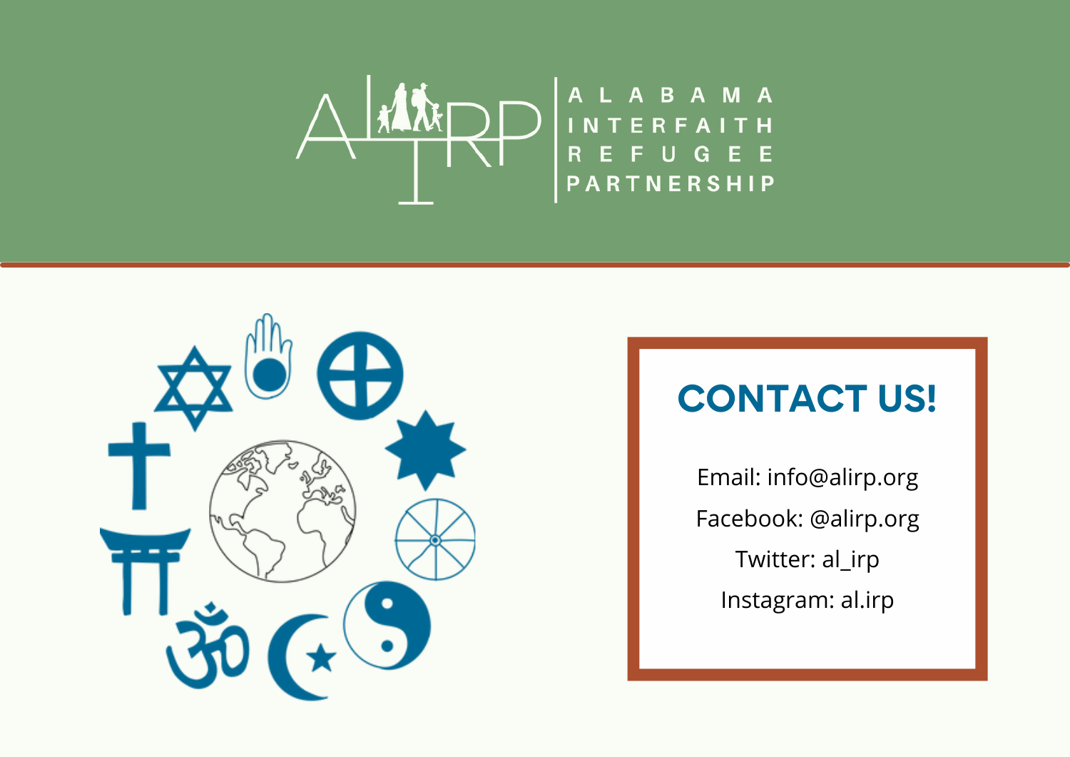ALABAMA INTERFAITH REFUGEE PARTNERSHIP

## CONTACT US!

Email: info@alirp.org

Facebook: @alirp.org

Twitter: al_irp

Instagram: al.irp